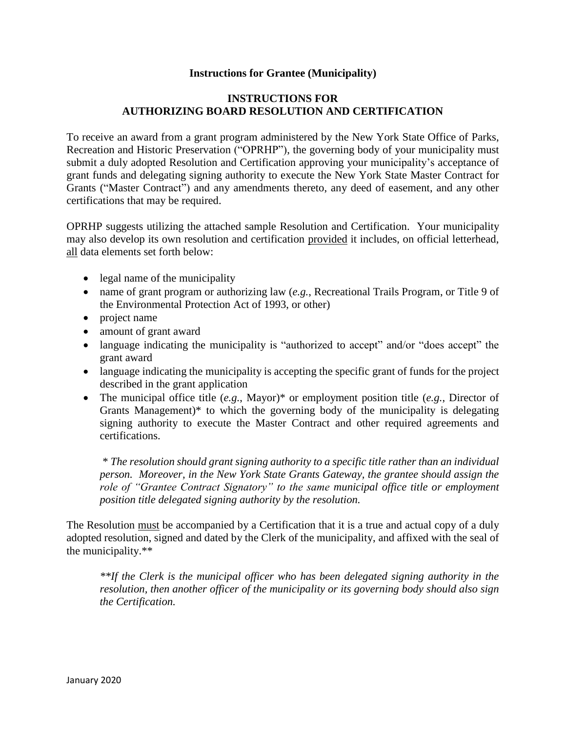**Instructions for Grantee (Municipality)**

## INSTRUCTIONS FOR AUTHORIZING BOARD RESOLUTION AND CERTIFICATION

To receive an award from a grant program administered by the New York State Office of Parks, Recreation and Historic Preservation ("OPRHP"), the governing body of your municipality must submit a duly adopted Resolution and Certification approving your municipality's acceptance of grant funds and delegating signing authority to execute the New York State Master Contract for Grants ("Master Contract") and any amendments thereto, any deed of easement, and any other certifications that may be required.

OPRHP suggests utilizing the attached sample Resolution and Certification. Your municipality may also develop its own resolution and certification <u>provided</u> it includes, on official letterhead, <u>all</u> data elements set forth below:

- legal name of the municipality
- name of grant program or authorizing law (*e.g.*, Recreational Trails Program, or Title 9 of the Environmental Protection Act of 1993, or other)
- project name
- amount of grant award
- language indicating the municipality is "authorized to accept" and/or "does accept" the grant award
- language indicating the municipality is accepting the specific grant of funds for the project described in the grant application
- The municipal office title (*e.g.*, Mayor)* or employment position title (*e.g.*, Director of Grants Management)* to which the governing body of the municipality is delegating signing authority to execute the Master Contract and other required agreements and certifications.

  *\* The resolution should grant signing authority to a specific title rather than an individual person. Moreover, in the New York State Grants Gateway, the grantee should assign the role of "Grantee Contract Signatory" to the same municipal office title or employment position title delegated signing authority by the resolution.*

The Resolution <u>must</u> be accompanied by a Certification that it is a true and actual copy of a duly adopted resolution, signed and dated by the Clerk of the municipality, and affixed with the seal of the municipality.**

> *\*\*If the Clerk is the municipal officer who has been delegated signing authority in the resolution, then another officer of the municipality or its governing body should also sign the Certification.*

January 2020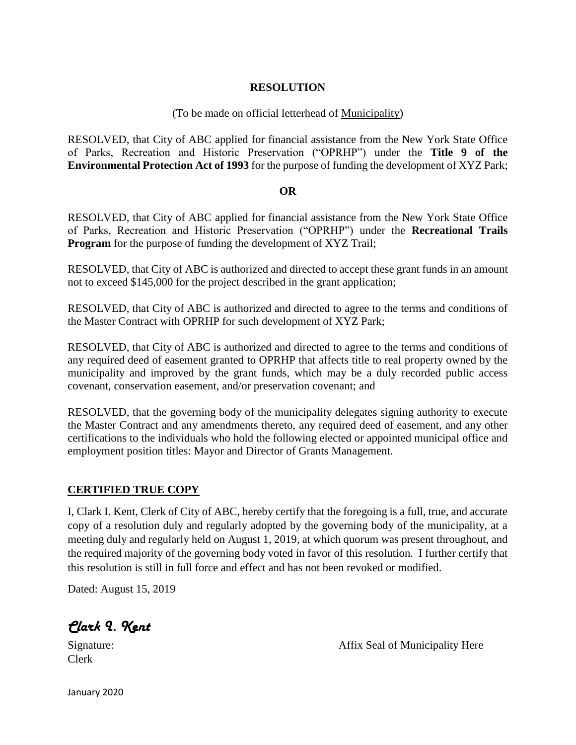**RESOLUTION**

(To be made on official letterhead of Municipality)

RESOLVED, that City of ABC applied for financial assistance from the New York State Office of Parks, Recreation and Historic Preservation ("OPRHP") under the **Title 9 of the Environmental Protection Act of 1993** for the purpose of funding the development of XYZ Park;

**OR**

RESOLVED, that City of ABC applied for financial assistance from the New York State Office of Parks, Recreation and Historic Preservation ("OPRHP") under the **Recreational Trails Program** for the purpose of funding the development of XYZ Trail;

RESOLVED, that City of ABC is authorized and directed to accept these grant funds in an amount not to exceed $145,000 for the project described in the grant application;

RESOLVED, that City of ABC is authorized and directed to agree to the terms and conditions of the Master Contract with OPRHP for such development of XYZ Park;

RESOLVED, that City of ABC is authorized and directed to agree to the terms and conditions of any required deed of easement granted to OPRHP that affects title to real property owned by the municipality and improved by the grant funds, which may be a duly recorded public access covenant, conservation easement, and/or preservation covenant; and

RESOLVED, that the governing body of the municipality delegates signing authority to execute the Master Contract and any amendments thereto, any required deed of easement, and any other certifications to the individuals who hold the following elected or appointed municipal office and employment position titles: Mayor and Director of Grants Management.

**CERTIFIED TRUE COPY**

I, Clark I. Kent, Clerk of City of ABC, hereby certify that the foregoing is a full, true, and accurate copy of a resolution duly and regularly adopted by the governing body of the municipality, at a meeting duly and regularly held on August 1, 2019, at which quorum was present throughout, and the required majority of the governing body voted in favor of this resolution. I further certify that this resolution is still in full force and effect and has not been revoked or modified.

Dated: August 15, 2019

*Clark I. Kent*

Signature: Affix Seal of Municipality Here

Clerk

January 2020